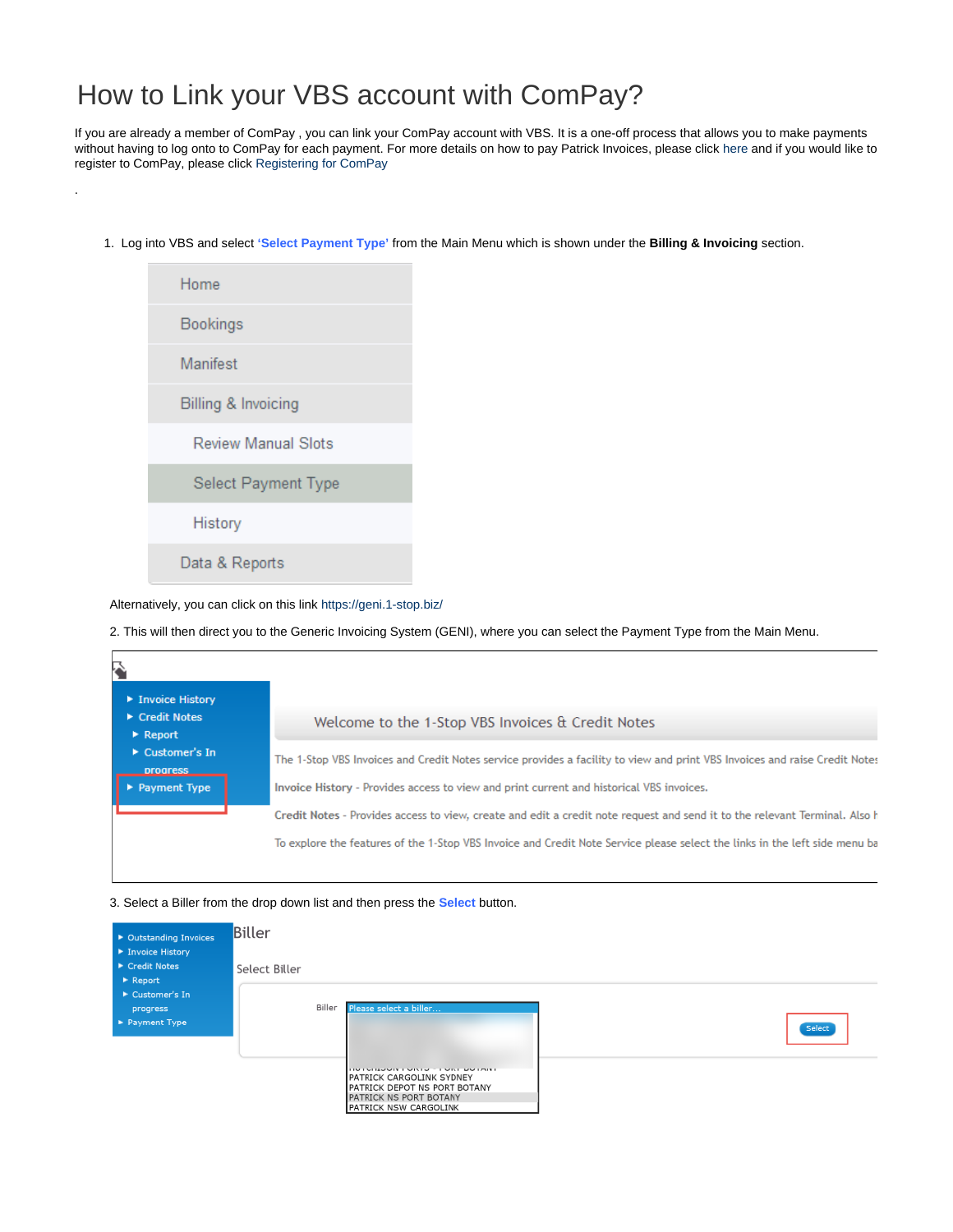# How to Link your VBS account with ComPay?

If you are already a member of ComPay , you can link your ComPay account with VBS. It is a one-off process that allows you to make payments without having to log onto to ComPay for each payment. For more details on how to pay Patrick Invoices, please click here and if you would like to register to ComPay, please click Registering for ComPay

.

1. Log into VBS and select **'Select Payment Type'** from the Main Menu which is shown under the **Billing & Invoicing** section.

Alternatively, you can click on this link https://geni.1-stop.biz/

2. This will then direct you to the Generic Invoicing System (GENI), where you can select the Payment Type from the Main Menu.

3. Select a Biller from the drop down list and then press the **Select** button.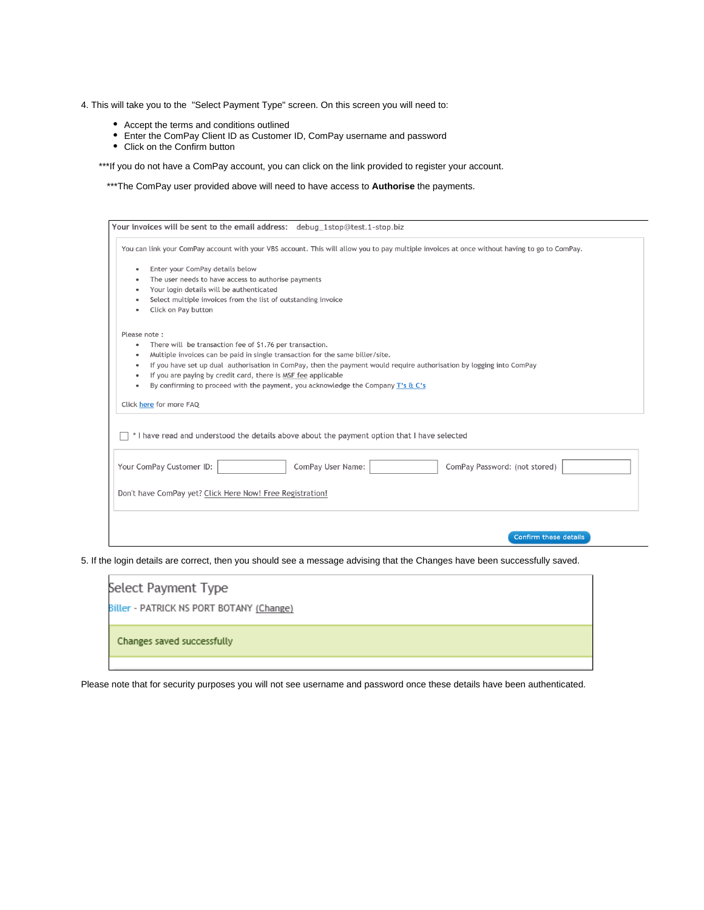4. This will take you to the "Select Payment Type" screen. On this screen you will need to:

- Accept the terms and conditions outlined
- Enter the ComPay Client ID as Customer ID, ComPay username and password
- Click on the Confirm button

***If you do not have a ComPay account, you can click on the link provided to register your account.

***The ComPay user provided above will need to have access to **Authorise** the payments.

**Your invoices will be sent to the email address:** debug_1stop@test.1-stop.biz

You can link your **ComPay** account with your **VBS** account. This will allow you to pay multiple invoices at once without having to go to ComPay.

- Enter your ComPay details below
- The user needs to have access to authorise payments
- Your login details will be authenticated
- Select multiple invoices from the list of outstanding invoice
- Click on Pay button

Please note :

- There will be transaction fee of $1.76 per transaction.
- Multiple invoices can be paid in single transaction for the same biller/site.
- If you have set up dual authorisation in ComPay, then the payment would require authorisation by logging into ComPay
- If you are paying by credit card, there is MSF fee applicable
- By confirming to proceed with the payment, you acknowledge the Company T's & C's

Click here for more FAQ

☐ * I have read and understood the details above about the payment option that I have selected

Your ComPay Customer ID: ______ ComPay User Name: ______ ComPay Password: (not stored) ______

Don't have ComPay yet? Click Here Now! Free Registration!

Confirm these details

5. If the login details are correct, then you should see a message advising that the Changes have been successfully saved.

Select Payment Type

Biller - PATRICK NS PORT BOTANY (Change)

Changes saved successfully

Please note that for security purposes you will not see username and password once these details have been authenticated.